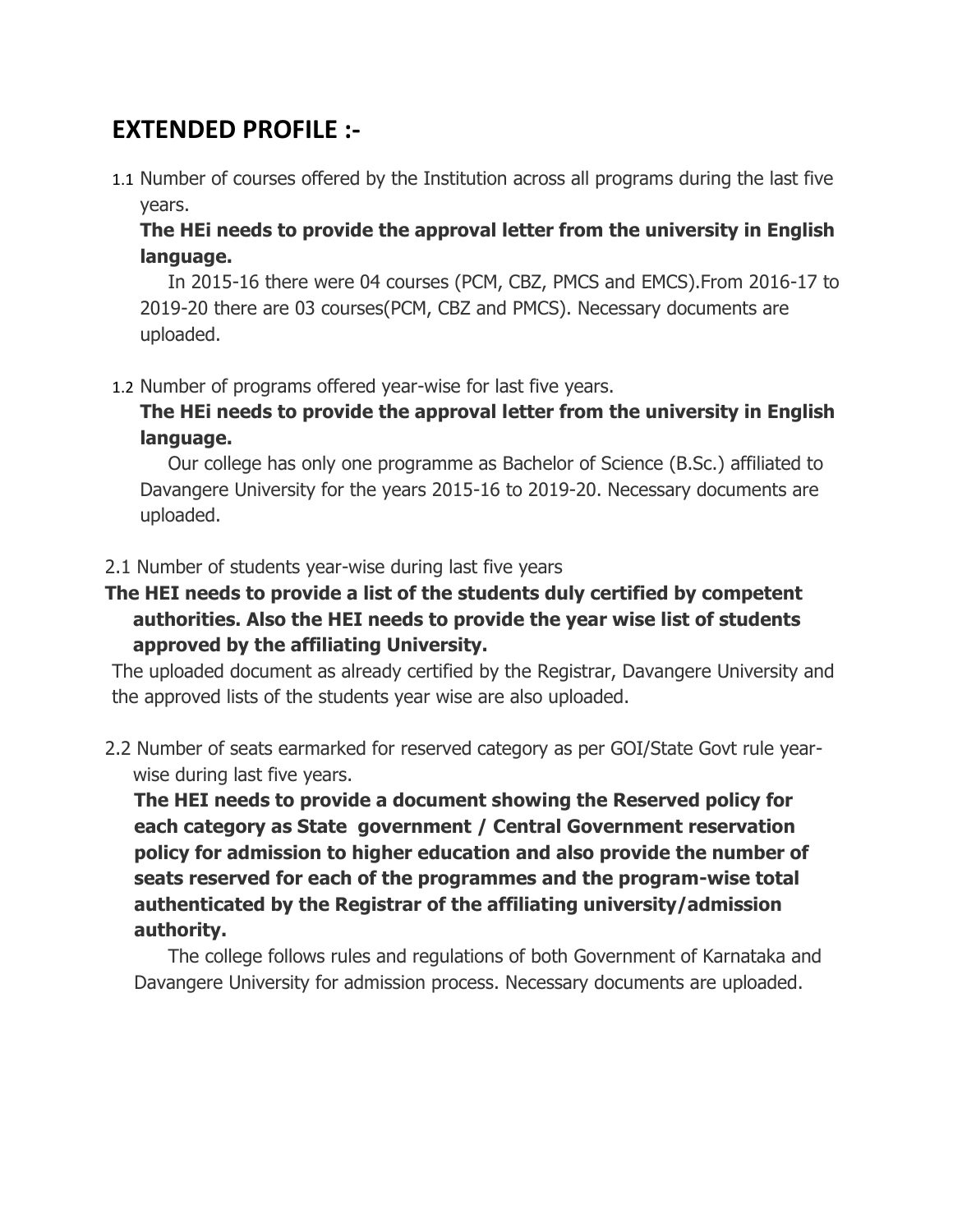# EXTENDED PROFILE :-

1.1 Number of courses offered by the Institution across all programs during the last five years.

**The HEi needs to provide the approval letter from the university in English language.**

In 2015-16 there were 04 courses (PCM, CBZ, PMCS and EMCS).From 2016-17 to 2019-20 there are 03 courses(PCM, CBZ and PMCS). Necessary documents are uploaded.

1.2 Number of programs offered year-wise for last five years.

**The HEi needs to provide the approval letter from the university in English language.**

Our college has only one programme as Bachelor of Science (B.Sc.) affiliated to Davangere University for the years 2015-16 to 2019-20. Necessary documents are uploaded.

2.1 Number of students year-wise during last five years

**The HEI needs to provide a list of the students duly certified by competent authorities. Also the HEI needs to provide the year wise list of students approved by the affiliating University.**

The uploaded document as already certified by the Registrar, Davangere University and the approved lists of the students year wise are also uploaded.

2.2 Number of seats earmarked for reserved category as per GOI/State Govt rule year-wise during last five years.

**The HEI needs to provide a document showing the Reserved policy for each category as State government / Central Government reservation policy for admission to higher education and also provide the number of seats reserved for each of the programmes and the program-wise total authenticated by the Registrar of the affiliating university/admission authority.**

The college follows rules and regulations of both Government of Karnataka and Davangere University for admission process. Necessary documents are uploaded.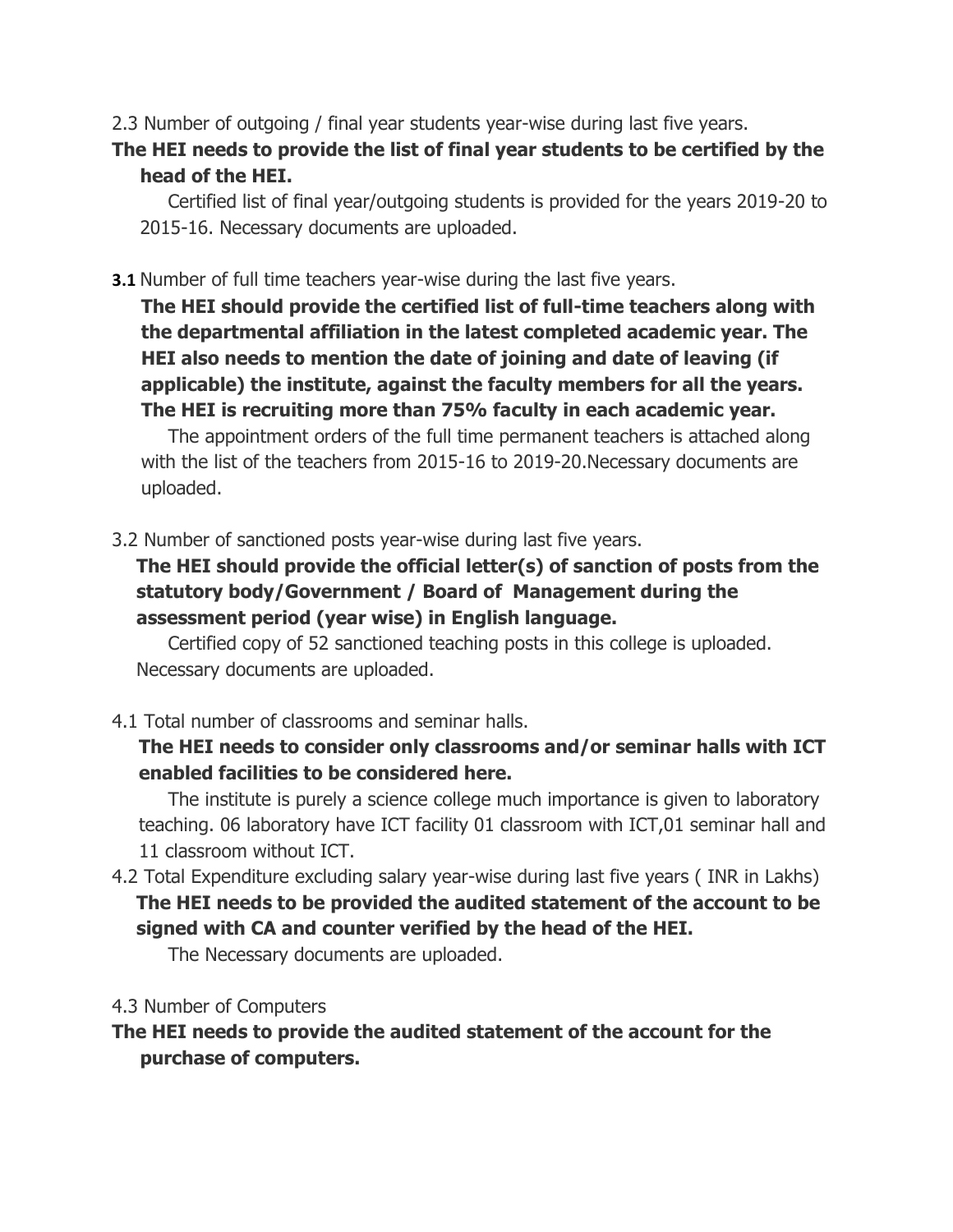2.3 Number of outgoing / final year students year-wise during last five years.

**The HEI needs to provide the list of final year students to be certified by the head of the HEI.**

Certified list of final year/outgoing students is provided for the years 2019-20 to 2015-16. Necessary documents are uploaded.

**3.1** Number of full time teachers year-wise during the last five years.

**The HEI should provide the certified list of full-time teachers along with the departmental affiliation in the latest completed academic year. The HEI also needs to mention the date of joining and date of leaving (if applicable) the institute, against the faculty members for all the years. The HEI is recruiting more than 75% faculty in each academic year.**

The appointment orders of the full time permanent teachers is attached along with the list of the teachers from 2015-16 to 2019-20.Necessary documents are uploaded.

3.2 Number of sanctioned posts year-wise during last five years.

**The HEI should provide the official letter(s) of sanction of posts from the statutory body/Government / Board of Management during the assessment period (year wise) in English language.**

Certified copy of 52 sanctioned teaching posts in this college is uploaded. Necessary documents are uploaded.

4.1 Total number of classrooms and seminar halls.

**The HEI needs to consider only classrooms and/or seminar halls with ICT enabled facilities to be considered here.**

The institute is purely a science college much importance is given to laboratory teaching. 06 laboratory have ICT facility 01 classroom with ICT,01 seminar hall and 11 classroom without ICT.

4.2 Total Expenditure excluding salary year-wise during last five years ( INR in Lakhs)

**The HEI needs to be provided the audited statement of the account to be signed with CA and counter verified by the head of the HEI.**

The Necessary documents are uploaded.

4.3 Number of Computers

**The HEI needs to provide the audited statement of the account for the purchase of computers.**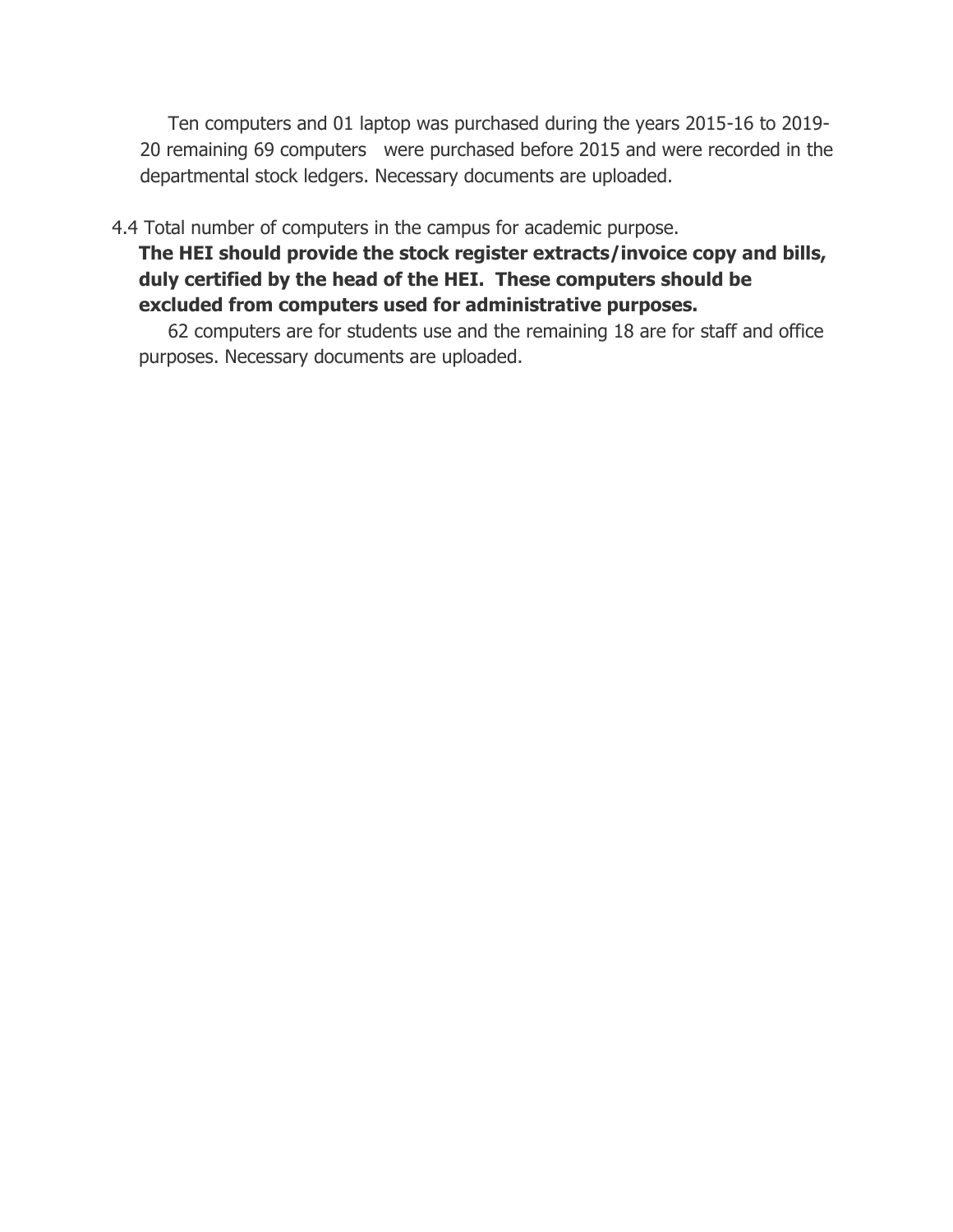Ten computers and 01 laptop was purchased during the years 2015-16 to 2019-20 remaining 69 computers were purchased before 2015 and were recorded in the departmental stock ledgers. Necessary documents are uploaded.

4.4 Total number of computers in the campus for academic purpose.

**The HEI should provide the stock register extracts/invoice copy and bills, duly certified by the head of the HEI. These computers should be excluded from computers used for administrative purposes.**

62 computers are for students use and the remaining 18 are for staff and office purposes. Necessary documents are uploaded.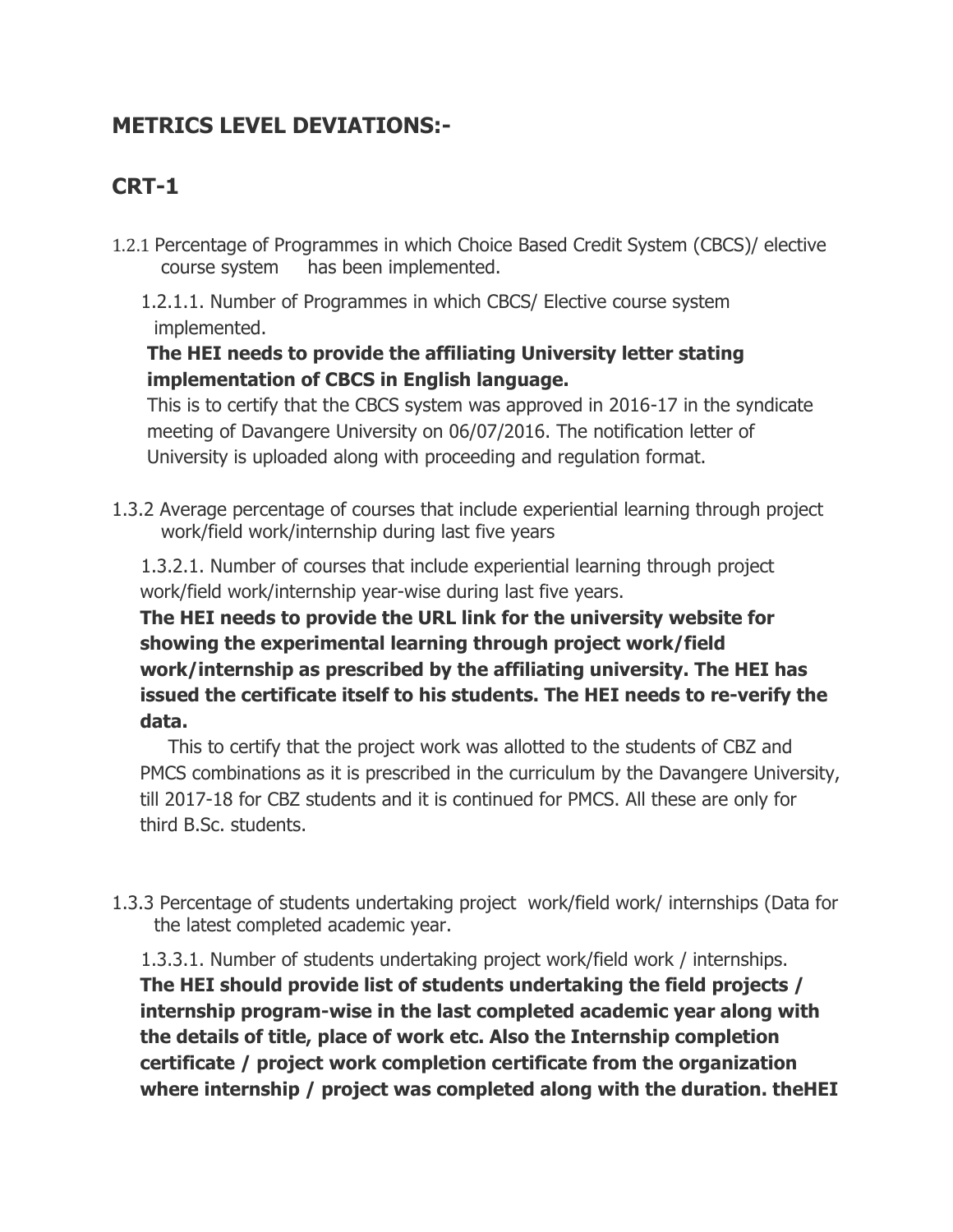## METRICS LEVEL DEVIATIONS:-

## CRT-1

1.2.1 Percentage of Programmes in which Choice Based Credit System (CBCS)/ elective course system has been implemented.

1.2.1.1. Number of Programmes in which CBCS/ Elective course system implemented.

**The HEI needs to provide the affiliating University letter stating implementation of CBCS in English language.**

This is to certify that the CBCS system was approved in 2016-17 in the syndicate meeting of Davangere University on 06/07/2016. The notification letter of University is uploaded along with proceeding and regulation format.

1.3.2 Average percentage of courses that include experiential learning through project work/field work/internship during last five years

1.3.2.1. Number of courses that include experiential learning through project work/field work/internship year-wise during last five years.

**The HEI needs to provide the URL link for the university website for showing the experimental learning through project work/field work/internship as prescribed by the affiliating university. The HEI has issued the certificate itself to his students. The HEI needs to re-verify the data.**

This to certify that the project work was allotted to the students of CBZ and PMCS combinations as it is prescribed in the curriculum by the Davangere University, till 2017-18 for CBZ students and it is continued for PMCS. All these are only for third B.Sc. students.

1.3.3 Percentage of students undertaking project work/field work/ internships (Data for the latest completed academic year.

1.3.3.1. Number of students undertaking project work/field work / internships.

**The HEI should provide list of students undertaking the field projects / internship program-wise in the last completed academic year along with the details of title, place of work etc. Also the Internship completion certificate / project work completion certificate from the organization where internship / project was completed along with the duration. theHEI**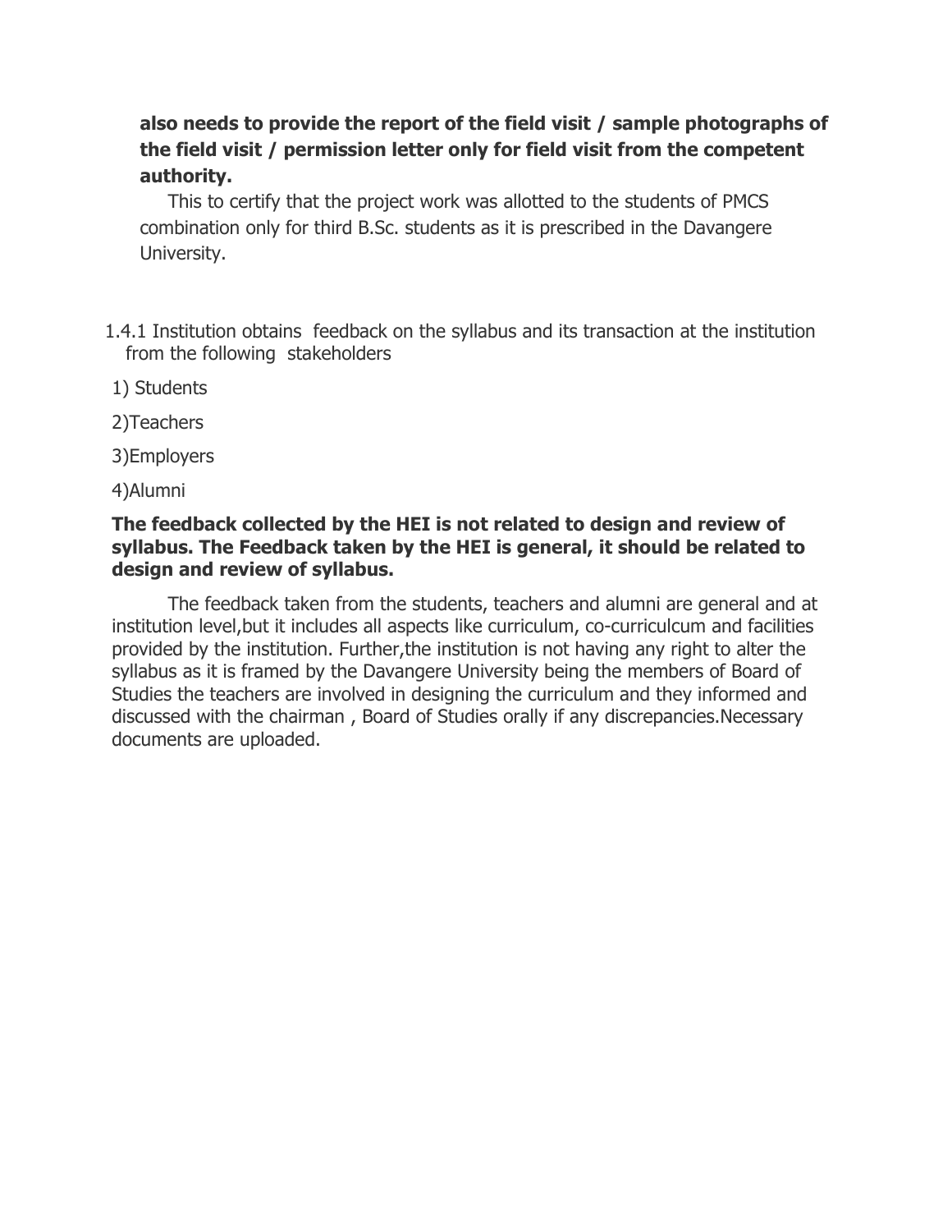**also needs to provide the report of the field visit / sample photographs of the field visit / permission letter only for field visit from the competent authority.**

This to certify that the project work was allotted to the students of PMCS combination only for third B.Sc. students as it is prescribed in the Davangere University.

1.4.1 Institution obtains feedback on the syllabus and its transaction at the institution from the following stakeholders

1) Students

2)Teachers

3)Employers

4)Alumni

**The feedback collected by the HEI is not related to design and review of syllabus. The Feedback taken by the HEI is general, it should be related to design and review of syllabus.**

The feedback taken from the students, teachers and alumni are general and at institution level,but it includes all aspects like curriculum, co-curriculcum and facilities provided by the institution. Further,the institution is not having any right to alter the syllabus as it is framed by the Davangere University being the members of Board of Studies the teachers are involved in designing the curriculum and they informed and discussed with the chairman , Board of Studies orally if any discrepancies.Necessary documents are uploaded.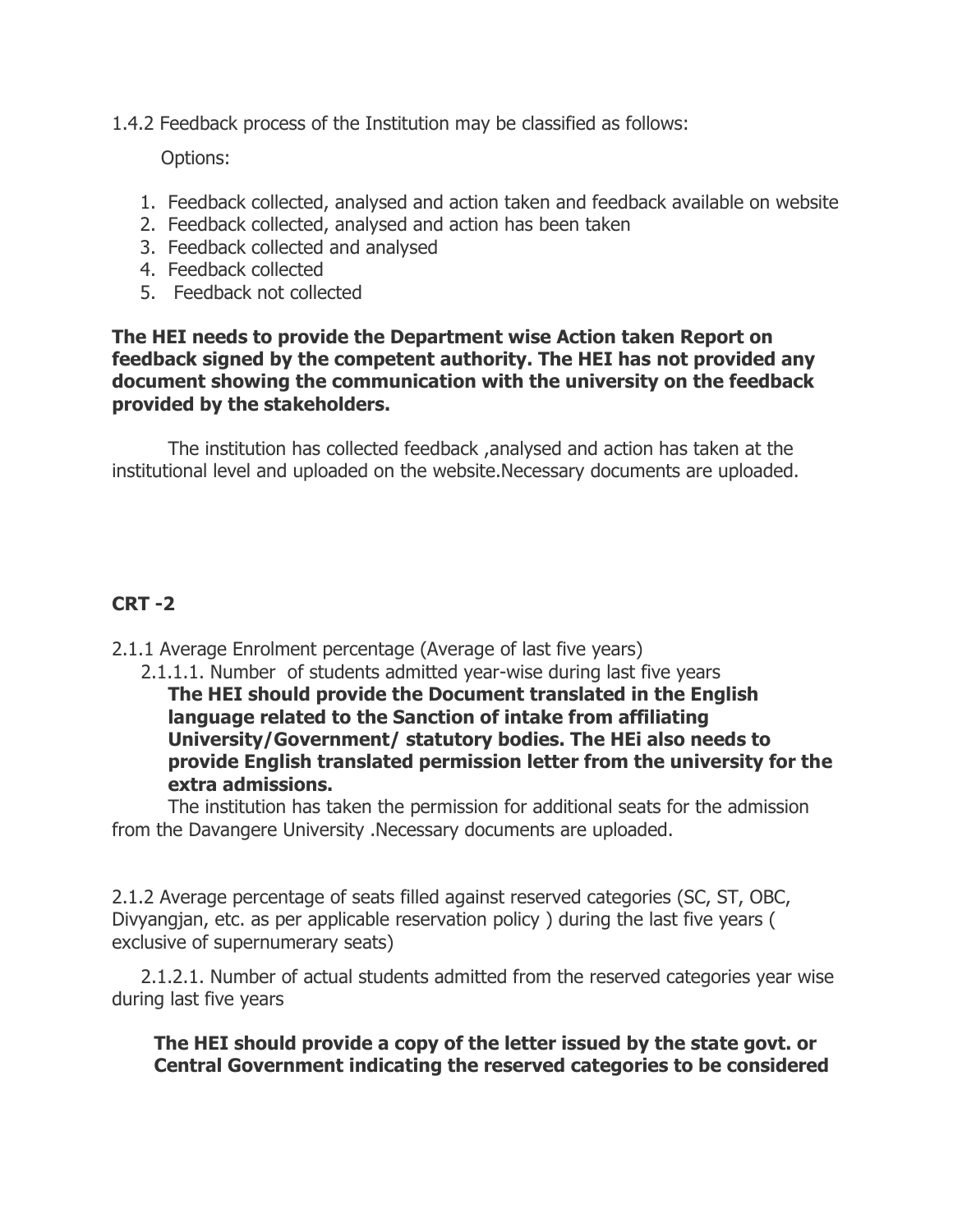1.4.2 Feedback process of the Institution may be classified as follows:

Options:

1. Feedback collected, analysed and action taken and feedback available on website
2. Feedback collected, analysed and action has been taken
3. Feedback collected and analysed
4. Feedback collected
5. Feedback not collected

**The HEI needs to provide the Department wise Action taken Report on feedback signed by the competent authority. The HEI has not provided any document showing the communication with the university on the feedback provided by the stakeholders.**

The institution has collected feedback ,analysed and action has taken at the institutional level and uploaded on the website.Necessary documents are uploaded.

## CRT -2

2.1.1 Average Enrolment percentage (Average of last five years)

2.1.1.1. Number of students admitted year-wise during last five years

**The HEI should provide the Document translated in the English language related to the Sanction of intake from affiliating University/Government/ statutory bodies. The HEi also needs to provide English translated permission letter from the university for the extra admissions.**

The institution has taken the permission for additional seats for the admission from the Davangere University .Necessary documents are uploaded.

2.1.2 Average percentage of seats filled against reserved categories (SC, ST, OBC, Divyangjan, etc. as per applicable reservation policy ) during the last five years ( exclusive of supernumerary seats)

2.1.2.1. Number of actual students admitted from the reserved categories year wise during last five years

**The HEI should provide a copy of the letter issued by the state govt. or Central Government indicating the reserved categories to be considered**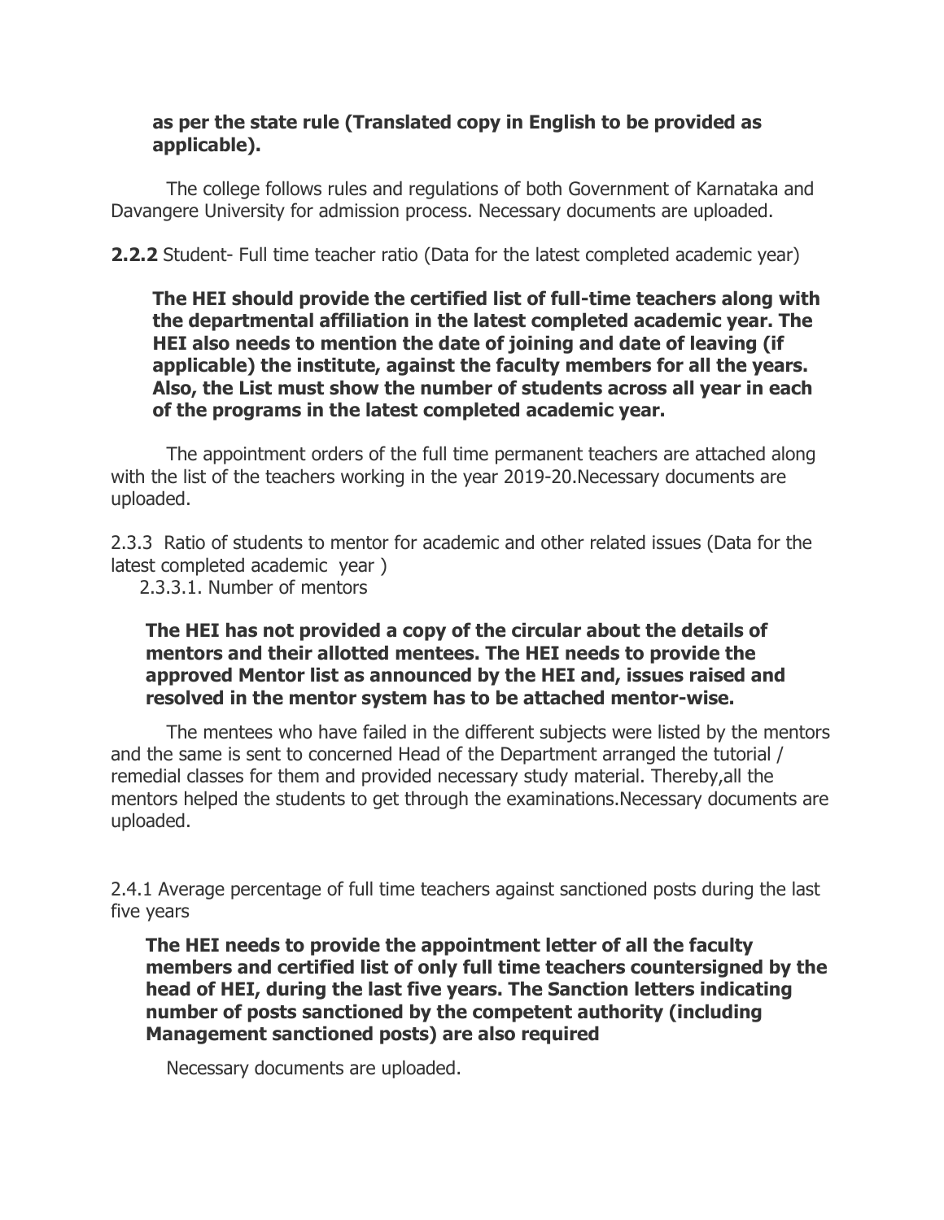**as per the state rule (Translated copy in English to be provided as applicable).**

The college follows rules and regulations of both Government of Karnataka and Davangere University for admission process. Necessary documents are uploaded.

**2.2.2** Student- Full time teacher ratio (Data for the latest completed academic year)

**The HEI should provide the certified list of full-time teachers along with the departmental affiliation in the latest completed academic year. The HEI also needs to mention the date of joining and date of leaving (if applicable) the institute, against the faculty members for all the years. Also, the List must show the number of students across all year in each of the programs in the latest completed academic year.**

The appointment orders of the full time permanent teachers are attached along with the list of the teachers working in the year 2019-20.Necessary documents are uploaded.

2.3.3 Ratio of students to mentor for academic and other related issues (Data for the latest completed academic year )

2.3.3.1. Number of mentors

**The HEI has not provided a copy of the circular about the details of mentors and their allotted mentees. The HEI needs to provide the approved Mentor list as announced by the HEI and, issues raised and resolved in the mentor system has to be attached mentor-wise.**

The mentees who have failed in the different subjects were listed by the mentors and the same is sent to concerned Head of the Department arranged the tutorial / remedial classes for them and provided necessary study material. Thereby,all the mentors helped the students to get through the examinations.Necessary documents are uploaded.

2.4.1 Average percentage of full time teachers against sanctioned posts during the last five years

**The HEI needs to provide the appointment letter of all the faculty members and certified list of only full time teachers countersigned by the head of HEI, during the last five years. The Sanction letters indicating number of posts sanctioned by the competent authority (including Management sanctioned posts) are also required**

Necessary documents are uploaded.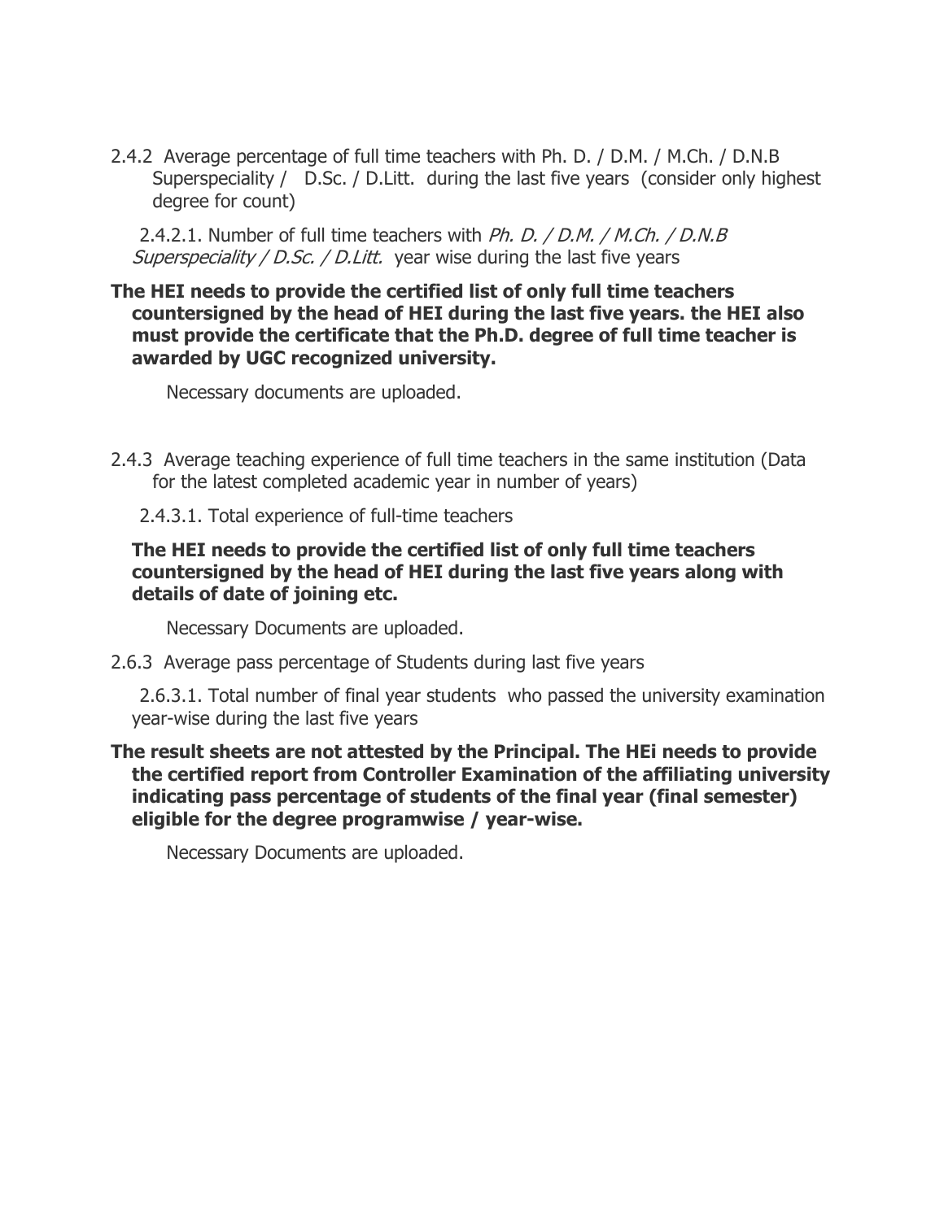2.4.2 Average percentage of full time teachers with Ph. D. / D.M. / M.Ch. / D.N.B Superspeciality / D.Sc. / D.Litt. during the last five years (consider only highest degree for count)

2.4.2.1. Number of full time teachers with *Ph. D. / D.M. / M.Ch. / D.N.B Superspeciality / D.Sc. / D.Litt.* year wise during the last five years

**The HEI needs to provide the certified list of only full time teachers countersigned by the head of HEI during the last five years. the HEI also must provide the certificate that the Ph.D. degree of full time teacher is awarded by UGC recognized university.**

Necessary documents are uploaded.

2.4.3 Average teaching experience of full time teachers in the same institution (Data for the latest completed academic year in number of years)

2.4.3.1. Total experience of full-time teachers

**The HEI needs to provide the certified list of only full time teachers countersigned by the head of HEI during the last five years along with details of date of joining etc.**

Necessary Documents are uploaded.

2.6.3 Average pass percentage of Students during last five years

2.6.3.1. Total number of final year students who passed the university examination year-wise during the last five years

**The result sheets are not attested by the Principal. The HEi needs to provide the certified report from Controller Examination of the affiliating university indicating pass percentage of students of the final year (final semester) eligible for the degree programwise / year-wise.**

Necessary Documents are uploaded.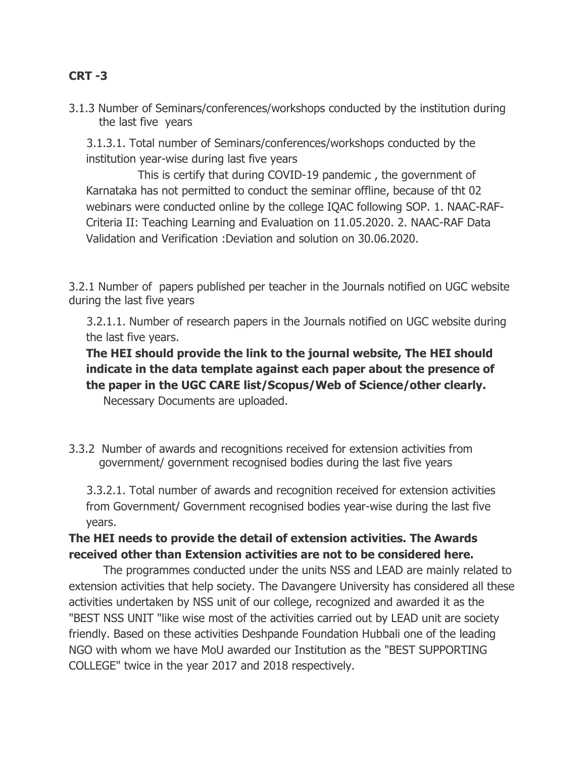**CRT -3**

3.1.3 Number of Seminars/conferences/workshops conducted by the institution during the last five years

3.1.3.1. Total number of Seminars/conferences/workshops conducted by the institution year-wise during last five years

This is certify that during COVID-19 pandemic , the government of Karnataka has not permitted to conduct the seminar offline, because of tht 02 webinars were conducted online by the college IQAC following SOP. 1. NAAC-RAF-Criteria II: Teaching Learning and Evaluation on 11.05.2020. 2. NAAC-RAF Data Validation and Verification :Deviation and solution on 30.06.2020.

3.2.1 Number of papers published per teacher in the Journals notified on UGC website during the last five years

3.2.1.1. Number of research papers in the Journals notified on UGC website during the last five years.

**The HEI should provide the link to the journal website, The HEI should indicate in the data template against each paper about the presence of the paper in the UGC CARE list/Scopus/Web of Science/other clearly.**

Necessary Documents are uploaded.

3.3.2 Number of awards and recognitions received for extension activities from government/ government recognised bodies during the last five years

3.3.2.1. Total number of awards and recognition received for extension activities from Government/ Government recognised bodies year-wise during the last five years.

**The HEI needs to provide the detail of extension activities. The Awards received other than Extension activities are not to be considered here.**

The programmes conducted under the units NSS and LEAD are mainly related to extension activities that help society. The Davangere University has considered all these activities undertaken by NSS unit of our college, recognized and awarded it as the "BEST NSS UNIT "like wise most of the activities carried out by LEAD unit are society friendly. Based on these activities Deshpande Foundation Hubbali one of the leading NGO with whom we have MoU awarded our Institution as the "BEST SUPPORTING COLLEGE" twice in the year 2017 and 2018 respectively.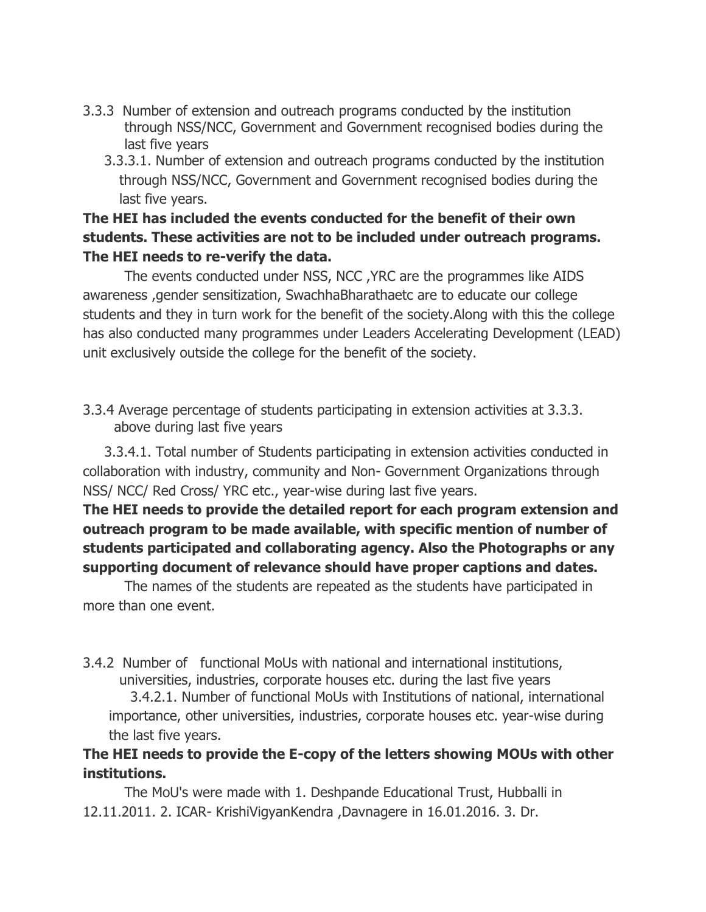3.3.3 Number of extension and outreach programs conducted by the institution through NSS/NCC, Government and Government recognised bodies during the last five years

3.3.3.1. Number of extension and outreach programs conducted by the institution through NSS/NCC, Government and Government recognised bodies during the last five years.

**The HEI has included the events conducted for the benefit of their own students. These activities are not to be included under outreach programs. The HEI needs to re-verify the data.**

The events conducted under NSS, NCC ,YRC are the programmes like AIDS awareness ,gender sensitization, SwachhaBharathaetc are to educate our college students and they in turn work for the benefit of the society.Along with this the college has also conducted many programmes under Leaders Accelerating Development (LEAD) unit exclusively outside the college for the benefit of the society.

3.3.4 Average percentage of students participating in extension activities at 3.3.3. above during last five years

3.3.4.1. Total number of Students participating in extension activities conducted in collaboration with industry, community and Non- Government Organizations through NSS/ NCC/ Red Cross/ YRC etc., year-wise during last five years.

**The HEI needs to provide the detailed report for each program extension and outreach program to be made available, with specific mention of number of students participated and collaborating agency. Also the Photographs or any supporting document of relevance should have proper captions and dates.**

The names of the students are repeated as the students have participated in more than one event.

3.4.2 Number of functional MoUs with national and international institutions, universities, industries, corporate houses etc. during the last five years

3.4.2.1. Number of functional MoUs with Institutions of national, international importance, other universities, industries, corporate houses etc. year-wise during the last five years.

**The HEI needs to provide the E-copy of the letters showing MOUs with other institutions.**

The MoU's were made with 1. Deshpande Educational Trust, Hubballi in 12.11.2011. 2. ICAR- KrishiVigyanKendra ,Davnagere in 16.01.2016. 3. Dr.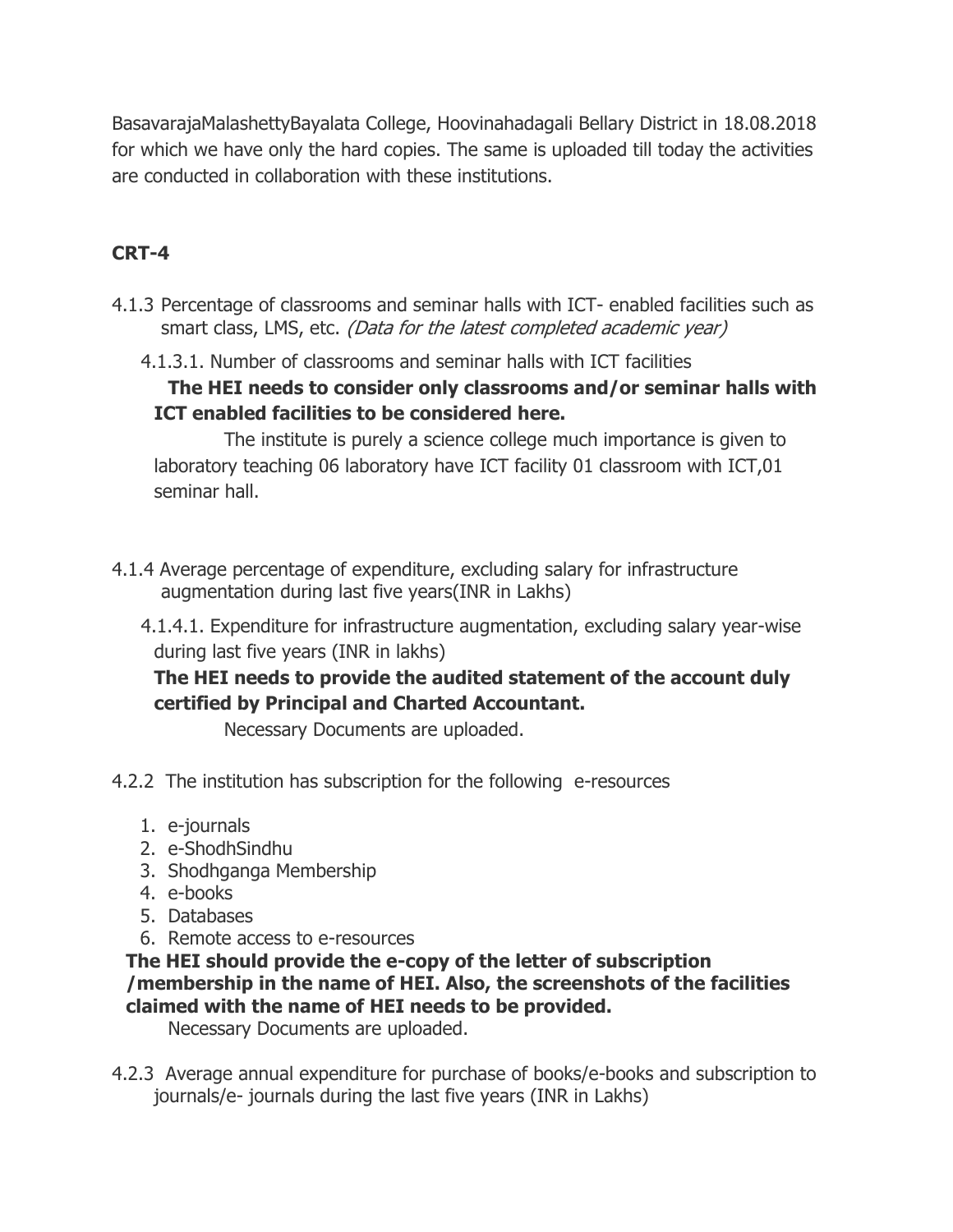BasavarajaMalashettyBayalata College, Hoovinahadagali Bellary District in 18.08.2018 for which we have only the hard copies. The same is uploaded till today the activities are conducted in collaboration with these institutions.

## CRT-4

4.1.3 Percentage of classrooms and seminar halls with ICT- enabled facilities such as smart class, LMS, etc. *(Data for the latest completed academic year)*

4.1.3.1. Number of classrooms and seminar halls with ICT facilities

**The HEI needs to consider only classrooms and/or seminar halls with ICT enabled facilities to be considered here.**

The institute is purely a science college much importance is given to laboratory teaching 06 laboratory have ICT facility 01 classroom with ICT,01 seminar hall.

4.1.4 Average percentage of expenditure, excluding salary for infrastructure augmentation during last five years(INR in Lakhs)

4.1.4.1. Expenditure for infrastructure augmentation, excluding salary year-wise during last five years (INR in lakhs)

**The HEI needs to provide the audited statement of the account duly certified by Principal and Charted Accountant.**

Necessary Documents are uploaded.

4.2.2 The institution has subscription for the following e-resources

1. e-journals
2. e-ShodhSindhu
3. Shodhganga Membership
4. e-books
5. Databases
6. Remote access to e-resources

**The HEI should provide the e-copy of the letter of subscription /membership in the name of HEI. Also, the screenshots of the facilities claimed with the name of HEI needs to be provided.**

Necessary Documents are uploaded.

4.2.3 Average annual expenditure for purchase of books/e-books and subscription to journals/e- journals during the last five years (INR in Lakhs)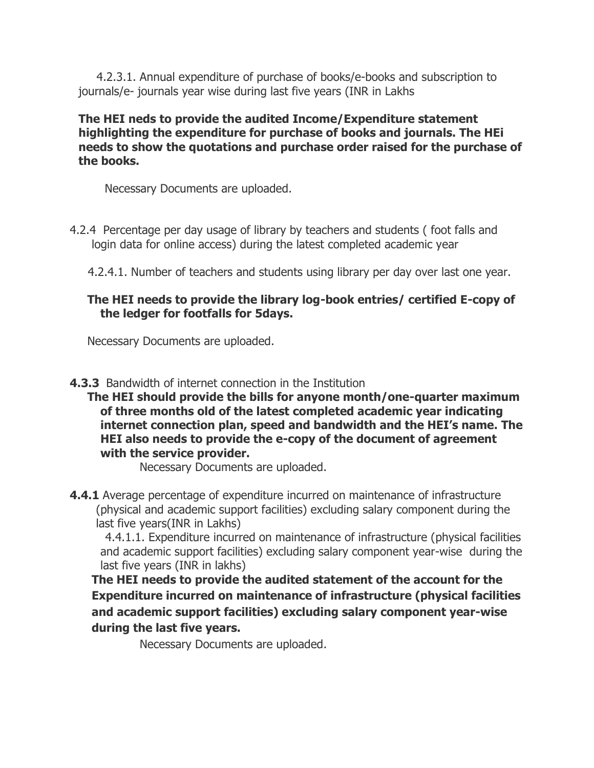4.2.3.1. Annual expenditure of purchase of books/e-books and subscription to journals/e- journals year wise during last five years (INR in Lakhs

**The HEI neds to provide the audited Income/Expenditure statement highlighting the expenditure for purchase of books and journals. The HEi needs to show the quotations and purchase order raised for the purchase of the books.**

Necessary Documents are uploaded.

4.2.4 Percentage per day usage of library by teachers and students ( foot falls and login data for online access) during the latest completed academic year

4.2.4.1. Number of teachers and students using library per day over last one year.

**The HEI needs to provide the library log-book entries/ certified E-copy of the ledger for footfalls for 5days.**

Necessary Documents are uploaded.

**4.3.3** Bandwidth of internet connection in the Institution

**The HEI should provide the bills for anyone month/one-quarter maximum of three months old of the latest completed academic year indicating internet connection plan, speed and bandwidth and the HEI's name. The HEI also needs to provide the e-copy of the document of agreement with the service provider.**

Necessary Documents are uploaded.

**4.4.1** Average percentage of expenditure incurred on maintenance of infrastructure (physical and academic support facilities) excluding salary component during the last five years(INR in Lakhs)

4.4.1.1. Expenditure incurred on maintenance of infrastructure (physical facilities and academic support facilities) excluding salary component year-wise during the last five years (INR in lakhs)

**The HEI needs to provide the audited statement of the account for the Expenditure incurred on maintenance of infrastructure (physical facilities and academic support facilities) excluding salary component year-wise during the last five years.**

Necessary Documents are uploaded.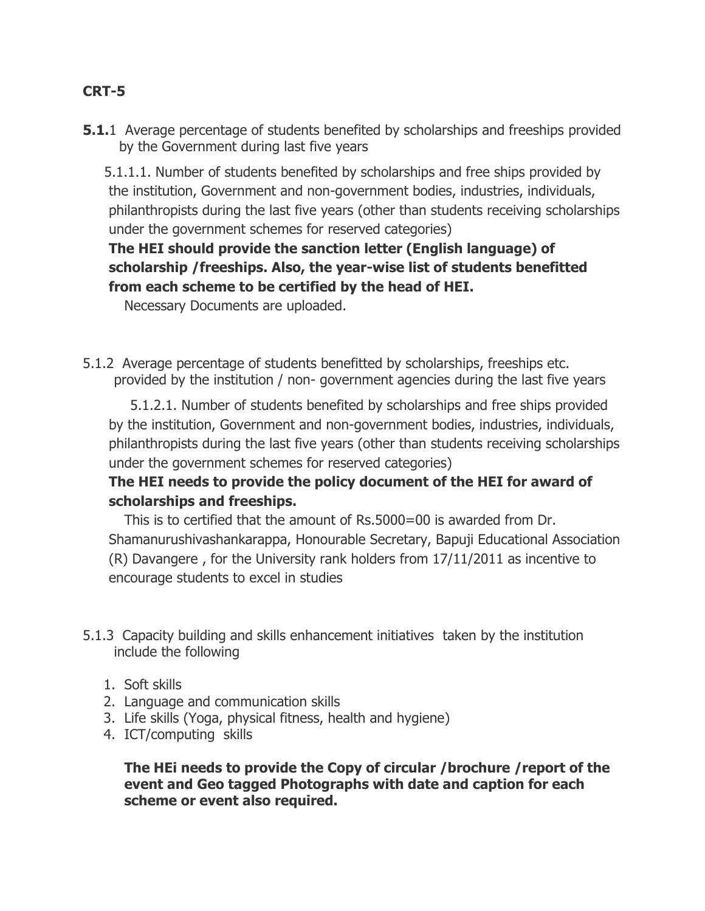**CRT-5**

**5.1.**1 Average percentage of students benefited by scholarships and freeships provided by the Government during last five years

5.1.1.1. Number of students benefited by scholarships and free ships provided by the institution, Government and non-government bodies, industries, individuals, philanthropists during the last five years (other than students receiving scholarships under the government schemes for reserved categories)

**The HEI should provide the sanction letter (English language) of scholarship /freeships. Also, the year-wise list of students benefitted from each scheme to be certified by the head of HEI.**

Necessary Documents are uploaded.

5.1.2 Average percentage of students benefitted by scholarships, freeships etc. provided by the institution / non- government agencies during the last five years

5.1.2.1. Number of students benefited by scholarships and free ships provided by the institution, Government and non-government bodies, industries, individuals, philanthropists during the last five years (other than students receiving scholarships under the government schemes for reserved categories)

**The HEI needs to provide the policy document of the HEI for award of scholarships and freeships.**

This is to certified that the amount of Rs.5000=00 is awarded from Dr. Shamanurushivashankarappa, Honourable Secretary, Bapuji Educational Association (R) Davangere , for the University rank holders from 17/11/2011 as incentive to encourage students to excel in studies

5.1.3 Capacity building and skills enhancement initiatives taken by the institution include the following

1. Soft skills
2. Language and communication skills
3. Life skills (Yoga, physical fitness, health and hygiene)
4. ICT/computing skills

**The HEi needs to provide the Copy of circular /brochure /report of the event and Geo tagged Photographs with date and caption for each scheme or event also required.**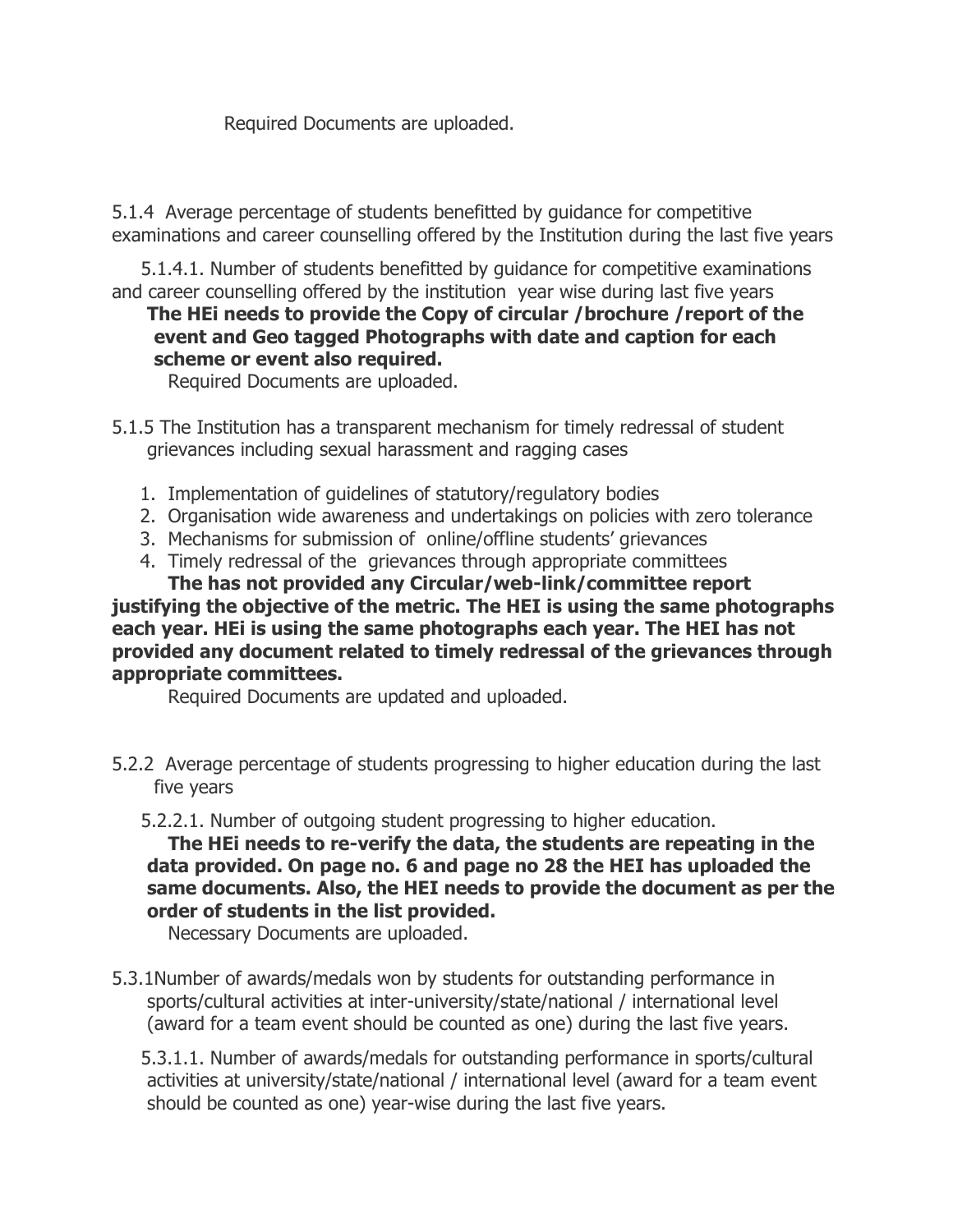Required Documents are uploaded.

5.1.4 Average percentage of students benefitted by guidance for competitive examinations and career counselling offered by the Institution during the last five years

5.1.4.1. Number of students benefitted by guidance for competitive examinations and career counselling offered by the institution year wise during last five years

**The HEi needs to provide the Copy of circular /brochure /report of the event and Geo tagged Photographs with date and caption for each scheme or event also required.**

Required Documents are uploaded.

5.1.5 The Institution has a transparent mechanism for timely redressal of student grievances including sexual harassment and ragging cases

1. Implementation of guidelines of statutory/regulatory bodies
2. Organisation wide awareness and undertakings on policies with zero tolerance
3. Mechanisms for submission of online/offline students' grievances
4. Timely redressal of the grievances through appropriate committees

**The has not provided any Circular/web-link/committee report justifying the objective of the metric. The HEI is using the same photographs each year. HEi is using the same photographs each year. The HEI has not provided any document related to timely redressal of the grievances through appropriate committees.**

Required Documents are updated and uploaded.

5.2.2 Average percentage of students progressing to higher education during the last five years

5.2.2.1. Number of outgoing student progressing to higher education.

**The HEi needs to re-verify the data, the students are repeating in the data provided. On page no. 6 and page no 28 the HEI has uploaded the same documents. Also, the HEI needs to provide the document as per the order of students in the list provided.**

Necessary Documents are uploaded.

5.3.1Number of awards/medals won by students for outstanding performance in sports/cultural activities at inter-university/state/national / international level (award for a team event should be counted as one) during the last five years.

5.3.1.1. Number of awards/medals for outstanding performance in sports/cultural activities at university/state/national / international level (award for a team event should be counted as one) year-wise during the last five years.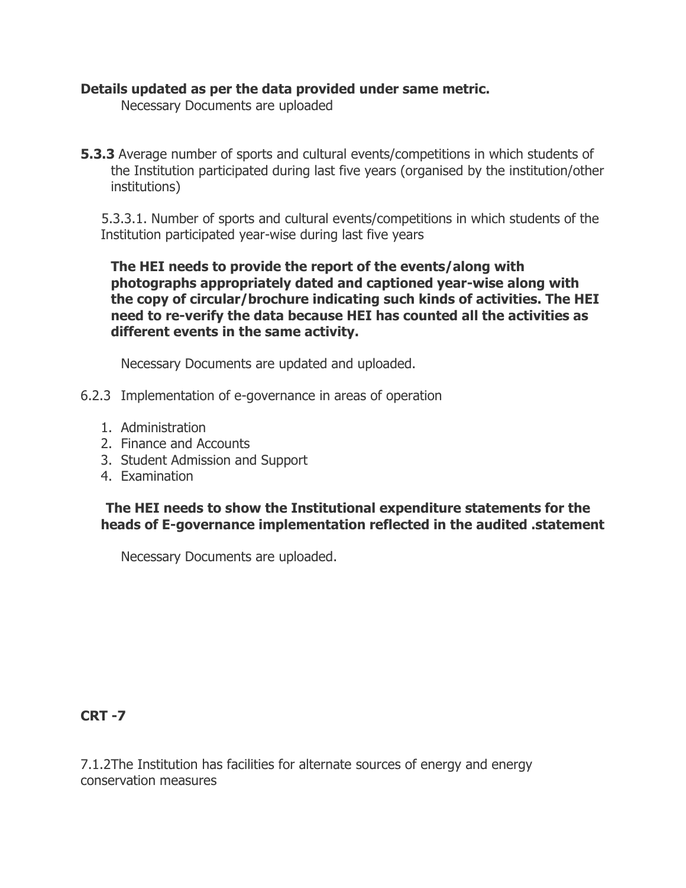**Details updated as per the data provided under same metric.**

Necessary Documents are uploaded

**5.3.3** Average number of sports and cultural events/competitions in which students of the Institution participated during last five years (organised by the institution/other institutions)

5.3.3.1. Number of sports and cultural events/competitions in which students of the Institution participated year-wise during last five years

**The HEI needs to provide the report of the events/along with photographs appropriately dated and captioned year-wise along with the copy of circular/brochure indicating such kinds of activities. The HEI need to re-verify the data because HEI has counted all the activities as different events in the same activity.**

Necessary Documents are updated and uploaded.

6.2.3 Implementation of e-governance in areas of operation

1. Administration
2. Finance and Accounts
3. Student Admission and Support
4. Examination

**The HEI needs to show the Institutional expenditure statements for the heads of E-governance implementation reflected in the audited .statement**

Necessary Documents are uploaded.

**CRT -7**

7.1.2The Institution has facilities for alternate sources of energy and energy conservation measures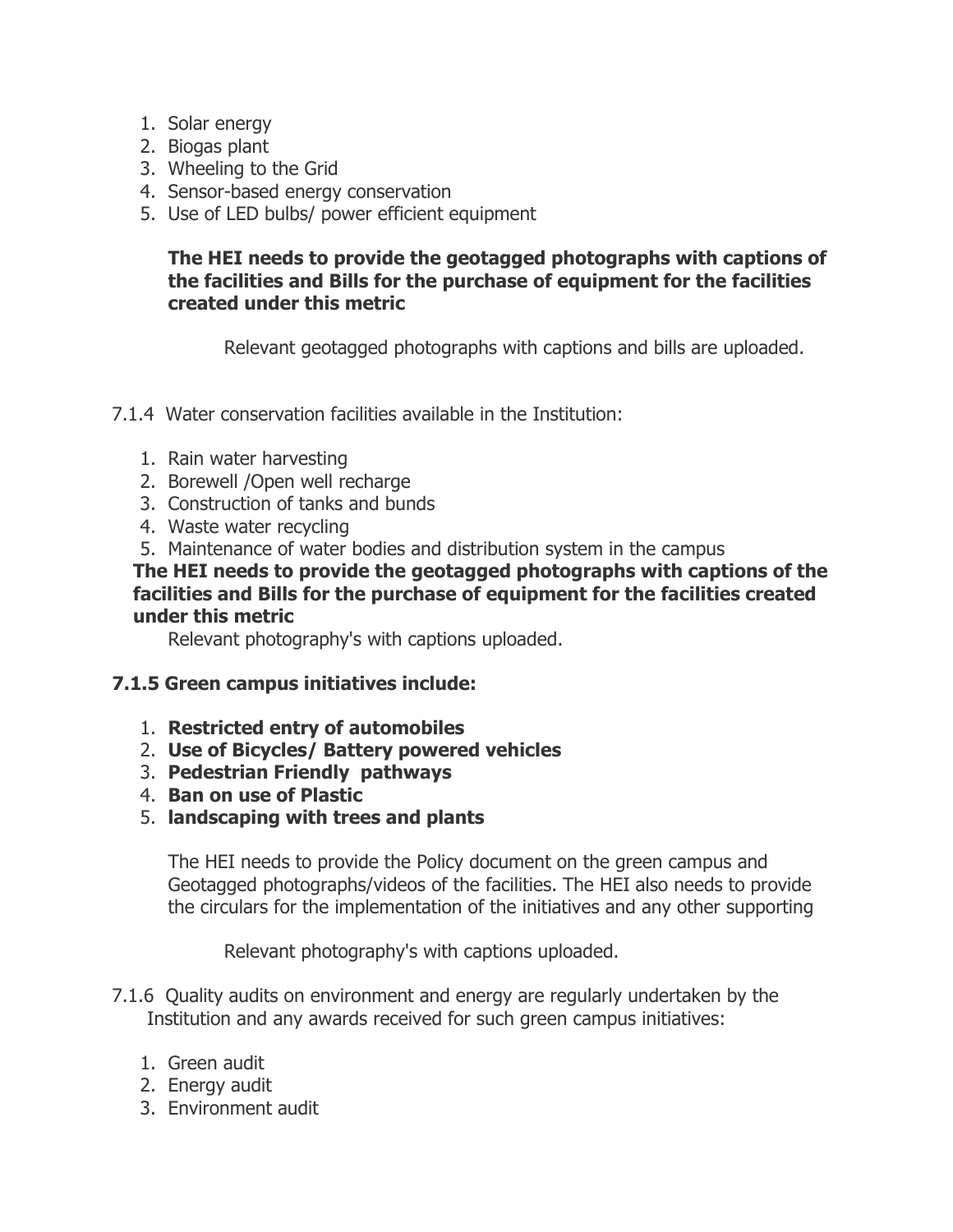1. Solar energy
2. Biogas plant
3. Wheeling to the Grid
4. Sensor-based energy conservation
5. Use of LED bulbs/ power efficient equipment

**The HEI needs to provide the geotagged photographs with captions of the facilities and Bills for the purchase of equipment for the facilities created under this metric**

Relevant geotagged photographs with captions and bills are uploaded.

7.1.4 Water conservation facilities available in the Institution:

1. Rain water harvesting
2. Borewell /Open well recharge
3. Construction of tanks and bunds
4. Waste water recycling
5. Maintenance of water bodies and distribution system in the campus

**The HEI needs to provide the geotagged photographs with captions of the facilities and Bills for the purchase of equipment for the facilities created under this metric**

Relevant photography's with captions uploaded.

**7.1.5 Green campus initiatives include:**

1. **Restricted entry of automobiles**
2. **Use of Bicycles/ Battery powered vehicles**
3. **Pedestrian Friendly pathways**
4. **Ban on use of Plastic**
5. **landscaping with trees and plants**

The HEI needs to provide the Policy document on the green campus and Geotagged photographs/videos of the facilities. The HEI also needs to provide the circulars for the implementation of the initiatives and any other supporting

Relevant photography's with captions uploaded.

7.1.6 Quality audits on environment and energy are regularly undertaken by the Institution and any awards received for such green campus initiatives:

1. Green audit
2. Energy audit
3. Environment audit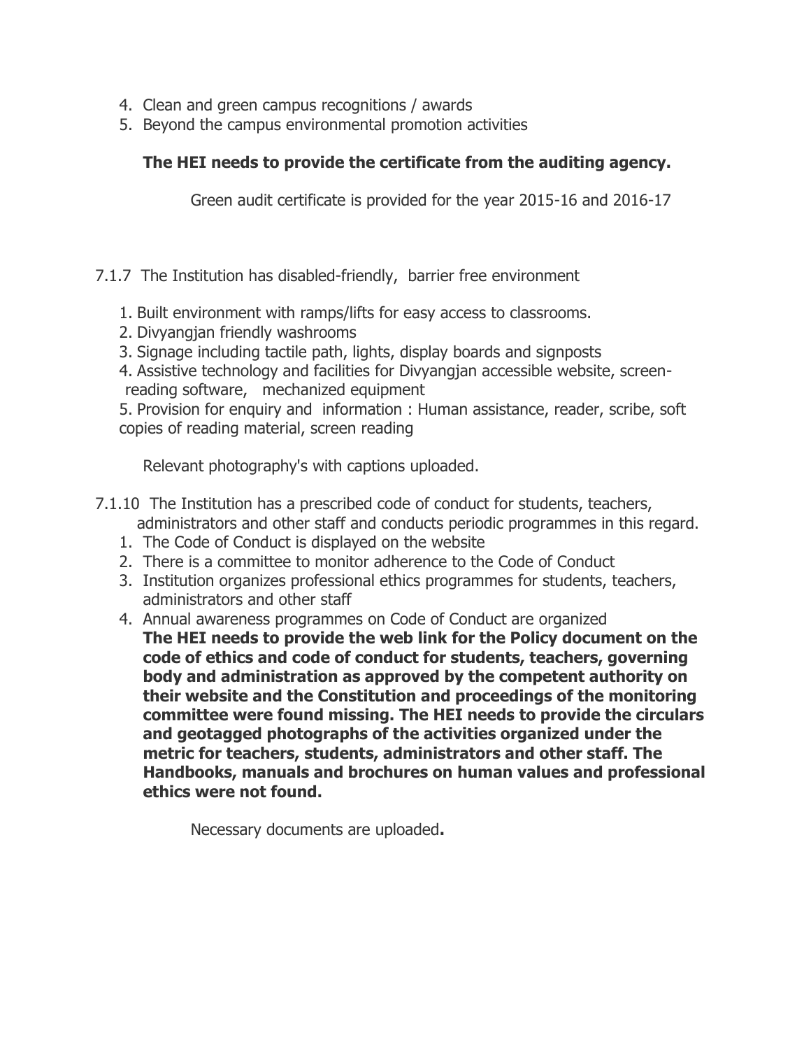4. Clean and green campus recognitions / awards
5. Beyond the campus environmental promotion activities

**The HEI needs to provide the certificate from the auditing agency.**

Green audit certificate is provided for the year 2015-16 and 2016-17

7.1.7 The Institution has disabled-friendly, barrier free environment

1. Built environment with ramps/lifts for easy access to classrooms.
2. Divyangjan friendly washrooms
3. Signage including tactile path, lights, display boards and signposts
4. Assistive technology and facilities for Divyangjan accessible website, screen-reading software, mechanized equipment
5. Provision for enquiry and information : Human assistance, reader, scribe, soft copies of reading material, screen reading

Relevant photography's with captions uploaded.

7.1.10 The Institution has a prescribed code of conduct for students, teachers, administrators and other staff and conducts periodic programmes in this regard.

1. The Code of Conduct is displayed on the website
2. There is a committee to monitor adherence to the Code of Conduct
3. Institution organizes professional ethics programmes for students, teachers, administrators and other staff
4. Annual awareness programmes on Code of Conduct are organized

**The HEI needs to provide the web link for the Policy document on the code of ethics and code of conduct for students, teachers, governing body and administration as approved by the competent authority on their website and the Constitution and proceedings of the monitoring committee were found missing. The HEI needs to provide the circulars and geotagged photographs of the activities organized under the metric for teachers, students, administrators and other staff. The Handbooks, manuals and brochures on human values and professional ethics were not found.**

Necessary documents are uploaded**.**